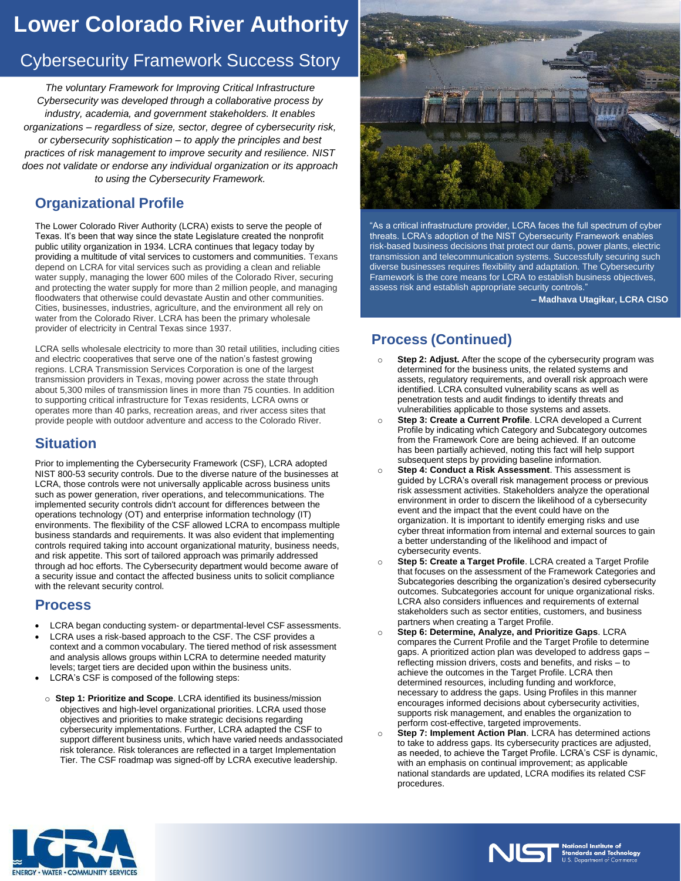# Lower Colorado River Authority

## Cybersecurity Framework Success Story

*The voluntary Framework for Improving Critical Infrastructure Cybersecurity was developed through a collaborative process by industry, academia, and government stakeholders. It enables organizations – regardless of size, sector, degree of cybersecurity risk, or cybersecurity sophistication – to apply the principles and best practices of risk management to improve security and resilience. NIST does not validate or endorse any individual organization or its approach to using the Cybersecurity Framework.*

## Organizational Profile

The Lower Colorado River Authority (LCRA) exists to serve the people of Texas. It's been that way since the state Legislature created the nonprofit public utility organization in 1934. LCRA continues that legacy today by providing a multitude of vital services to customers and communities. Texans depend on LCRA for vital services such as providing a clean and reliable water supply, managing the lower 600 miles of the Colorado River, securing and protecting the water supply for more than 2 million people, and managing floodwaters that otherwise could devastate Austin and other communities. Cities, businesses, industries, agriculture, and the environment all rely on water from the Colorado River. LCRA has been the primary wholesale provider of electricity in Central Texas since 1937.

LCRA sells wholesale electricity to more than 30 retail utilities, including cities and electric cooperatives that serve one of the nation's fastest growing regions. LCRA Transmission Services Corporation is one of the largest transmission providers in Texas, moving power across the state through about 5,300 miles of transmission lines in more than 75 counties. In addition to supporting critical infrastructure for Texas residents, LCRA owns or operates more than 40 parks, recreation areas, and river access sites that provide people with outdoor adventure and access to the Colorado River.

## Situation

Prior to implementing the Cybersecurity Framework (CSF), LCRA adopted NIST 800-53 security controls. Due to the diverse nature of the businesses at LCRA, those controls were not universally applicable across business units such as power generation, river operations, and telecommunications. The implemented security controls didn't account for differences between the operations technology (OT) and enterprise information technology (IT) environments. The flexibility of the CSF allowed LCRA to encompass multiple business standards and requirements. It was also evident that implementing controls required taking into account organizational maturity, business needs, and risk appetite. This sort of tailored approach was primarily addressed through ad hoc efforts. The Cybersecurity department would become aware of a security issue and contact the affected business units to solicit compliance with the relevant security control.

## Process

- LCRA began conducting system- or departmental-level CSF assessments.
- LCRA uses a risk-based approach to the CSF. The CSF provides a context and a common vocabulary. The tiered method of risk assessment and analysis allows groups within LCRA to determine needed maturity levels; target tiers are decided upon within the business units.
- LCRA's CSF is composed of the following steps:
  - **Step 1: Prioritize and Scope**. LCRA identified its business/mission objectives and high-level organizational priorities. LCRA used those objectives and priorities to make strategic decisions regarding cybersecurity implementations. Further, LCRA adapted the CSF to support different business units, which have varied needs andassociated risk tolerance. Risk tolerances are reflected in a target Implementation Tier. The CSF roadmap was signed-off by LCRA executive leadership.

"As a critical infrastructure provider, LCRA faces the full spectrum of cyber threats. LCRA's adoption of the NIST Cybersecurity Framework enables risk-based business decisions that protect our dams, power plants, electric transmission and telecommunication systems. Successfully securing such diverse businesses requires flexibility and adaptation. The Cybersecurity Framework is the core means for LCRA to establish business objectives, assess risk and establish appropriate security controls."

**– Madhava Utagikar, LCRA CISO**

## Process (Continued)

- **Step 2: Adjust.** After the scope of the cybersecurity program was determined for the business units, the related systems and assets, regulatory requirements, and overall risk approach were identified. LCRA consulted vulnerability scans as well as penetration tests and audit findings to identify threats and vulnerabilities applicable to those systems and assets.
- **Step 3: Create a Current Profile**. LCRA developed a Current Profile by indicating which Category and Subcategory outcomes from the Framework Core are being achieved. If an outcome has been partially achieved, noting this fact will help support subsequent steps by providing baseline information.
- **Step 4: Conduct a Risk Assessment**. This assessment is guided by LCRA's overall risk management process or previous risk assessment activities. Stakeholders analyze the operational environment in order to discern the likelihood of a cybersecurity event and the impact that the event could have on the organization. It is important to identify emerging risks and use cyber threat information from internal and external sources to gain a better understanding of the likelihood and impact of cybersecurity events.
- **Step 5: Create a Target Profile**. LCRA created a Target Profile that focuses on the assessment of the Framework Categories and Subcategories describing the organization's desired cybersecurity outcomes. Subcategories account for unique organizational risks. LCRA also considers influences and requirements of external stakeholders such as sector entities, customers, and business partners when creating a Target Profile.
- **Step 6: Determine, Analyze, and Prioritize Gaps**. LCRA compares the Current Profile and the Target Profile to determine gaps. A prioritized action plan was developed to address gaps – reflecting mission drivers, costs and benefits, and risks – to achieve the outcomes in the Target Profile. LCRA then determined resources, including funding and workforce, necessary to address the gaps. Using Profiles in this manner encourages informed decisions about cybersecurity activities, supports risk management, and enables the organization to perform cost-effective, targeted improvements.
- **Step 7: Implement Action Plan**. LCRA has determined actions to take to address gaps. Its cybersecurity practices are adjusted, as needed, to achieve the Target Profile. LCRA's CSF is dynamic, with an emphasis on continual improvement; as applicable national standards are updated, LCRA modifies its related CSF procedures.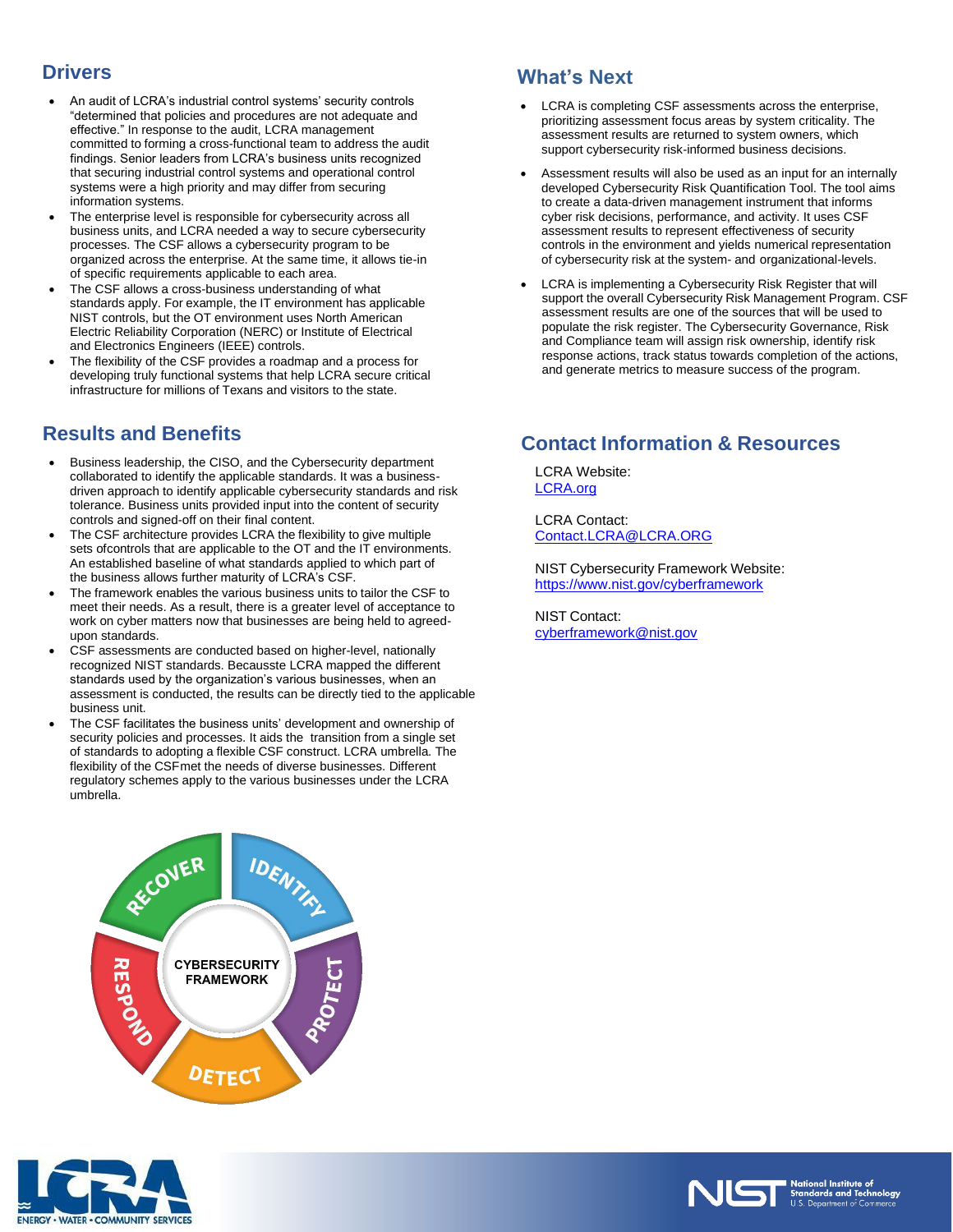## Drivers

- An audit of LCRA's industrial control systems' security controls "determined that policies and procedures are not adequate and effective." In response to the audit, LCRA management committed to forming a cross-functional team to address the audit findings. Senior leaders from LCRA's business units recognized that securing industrial control systems and operational control systems were a high priority and may differ from securing information systems.
- The enterprise level is responsible for cybersecurity across all business units, and LCRA needed a way to secure cybersecurity processes. The CSF allows a cybersecurity program to be organized across the enterprise. At the same time, it allows tie-in of specific requirements applicable to each area.
- The CSF allows a cross-business understanding of what standards apply. For example, the IT environment has applicable NIST controls, but the OT environment uses North American Electric Reliability Corporation (NERC) or Institute of Electrical and Electronics Engineers (IEEE) controls.
- The flexibility of the CSF provides a roadmap and a process for developing truly functional systems that help LCRA secure critical infrastructure for millions of Texans and visitors to the state.

## Results and Benefits

- Business leadership, the CISO, and the Cybersecurity department collaborated to identify the applicable standards. It was a business-driven approach to identify applicable cybersecurity standards and risk tolerance. Business units provided input into the content of security controls and signed-off on their final content.
- The CSF architecture provides LCRA the flexibility to give multiple sets ofcontrols that are applicable to the OT and the IT environments. An established baseline of what standards applied to which part of the business allows further maturity of LCRA's CSF.
- The framework enables the various business units to tailor the CSF to meet their needs. As a result, there is a greater level of acceptance to work on cyber matters now that businesses are being held to agreed-upon standards.
- CSF assessments are conducted based on higher-level, nationally recognized NIST standards. Becausste LCRA mapped the different standards used by the organization's various businesses, when an assessment is conducted, the results can be directly tied to the applicable business unit.
- The CSF facilitates the business units' development and ownership of security policies and processes. It aids the transition from a single set of standards to adopting a flexible CSF construct. LCRA umbrella. The flexibility of the CSFmet the needs of diverse businesses. Different regulatory schemes apply to the various businesses under the LCRA umbrella.

RECOVER
IDENTIFY
PROTECT
DETECT
RESPOND
CYBERSECURITY FRAMEWORK

## What's Next

- LCRA is completing CSF assessments across the enterprise, prioritizing assessment focus areas by system criticality. The assessment results are returned to system owners, which support cybersecurity risk-informed business decisions.
- Assessment results will also be used as an input for an internally developed Cybersecurity Risk Quantification Tool. The tool aims to create a data-driven management instrument that informs cyber risk decisions, performance, and activity. It uses CSF assessment results to represent effectiveness of security controls in the environment and yields numerical representation of cybersecurity risk at the system- and organizational-levels.
- LCRA is implementing a Cybersecurity Risk Register that will support the overall Cybersecurity Risk Management Program. CSF assessment results are one of the sources that will be used to populate the risk register. The Cybersecurity Governance, Risk and Compliance team will assign risk ownership, identify risk response actions, track status towards completion of the actions, and generate metrics to measure success of the program.

## Contact Information & Resources

LCRA Website:
LCRA.org

LCRA Contact:
Contact.LCRA@LCRA.ORG

NIST Cybersecurity Framework Website:
https://www.nist.gov/cyberframework

NIST Contact:
cyberframework@nist.gov

LCRA ENERGY • WATER • COMMUNITY SERVICES

NIST National Institute of Standards and Technology U.S. Department of Commerce